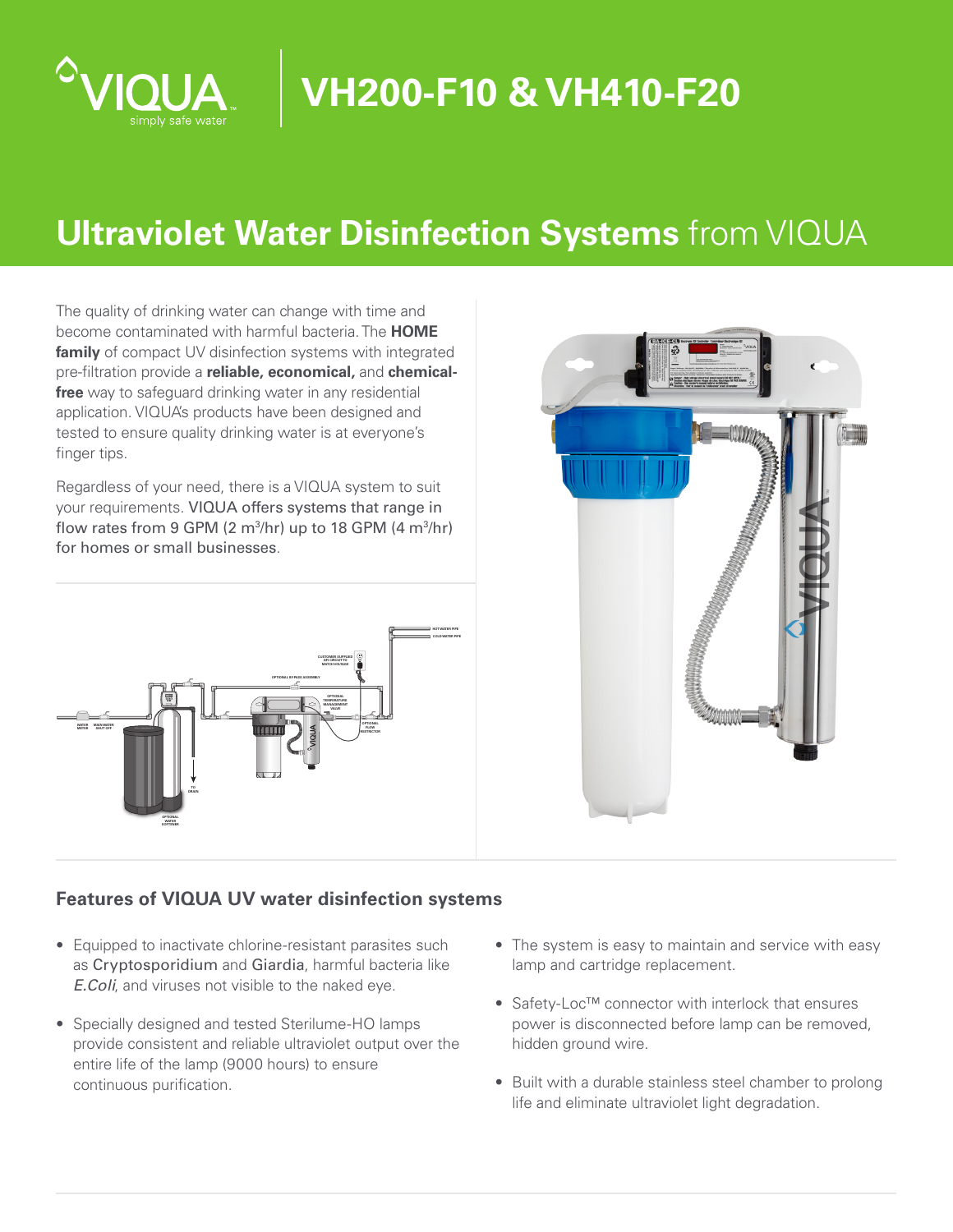# VH200-F10 & VH410-F20

## Ultraviolet Water Disinfection Systems from VIQUA

The quality of drinking water can change with time and become contaminated with harmful bacteria. The **HOME family** of compact UV disinfection systems with integrated pre-filtration provide a **reliable, economical,** and **chemical-free** way to safeguard drinking water in any residential application. VIQUA's products have been designed and tested to ensure quality drinking water is at everyone's finger tips.

Regardless of your need, there is a VIQUA system to suit your requirements. VIQUA offers systems that range in flow rates from 9 GPM (2 $m^3$/hr) up to 18 GPM (4 $m^3$/hr) for homes or small businesses.

### Features of VIQUA UV water disinfection systems

- Equipped to inactivate chlorine-resistant parasites such as Cryptosporidium and Giardia, harmful bacteria like *E.Coli*, and viruses not visible to the naked eye.
- Specially designed and tested Sterilume-HO lamps provide consistent and reliable ultraviolet output over the entire life of the lamp (9000 hours) to ensure continuous purification.
- The system is easy to maintain and service with easy lamp and cartridge replacement.
- Safety-Loc™ connector with interlock that ensures power is disconnected before lamp can be removed, hidden ground wire.
- Built with a durable stainless steel chamber to prolong life and eliminate ultraviolet light degradation.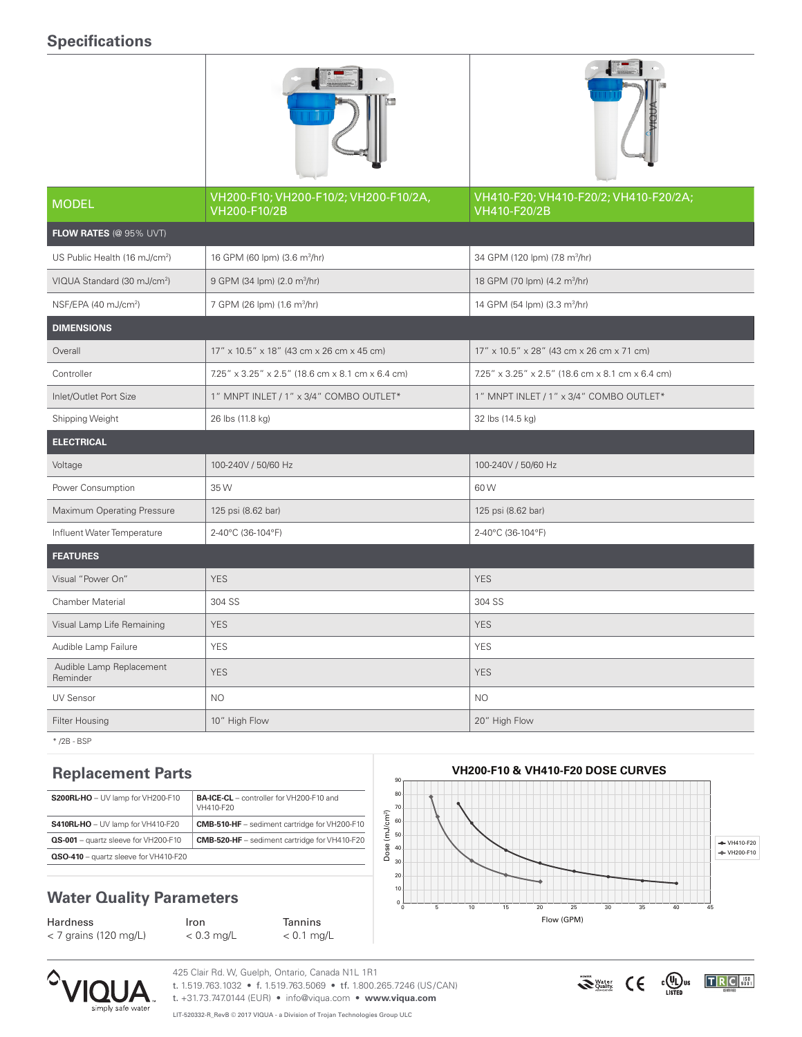## Specifications

| MODEL | VH200-F10; VH200-F10/2; VH200-F10/2A, VH200-F10/2B | VH410-F20; VH410-F20/2; VH410-F20/2A; VH410-F20/2B |
|---|---|---|
| **FLOW RATES** (@ 95% UVT) | | |
| US Public Health (16 mJ/cm²) | 16 GPM (60 lpm) (3.6 m³/hr) | 34 GPM (120 lpm) (7.8 m³/hr) |
| VIQUA Standard (30 mJ/cm²) | 9 GPM (34 lpm) (2.0 m³/hr) | 18 GPM (70 lpm) (4.2 m³/hr) |
| NSF/EPA (40 mJ/cm²) | 7 GPM (26 lpm) (1.6 m³/hr) | 14 GPM (54 lpm) (3.3 m³/hr) |
| **DIMENSIONS** | | |
| Overall | 17" x 10.5" x 18" (43 cm x 26 cm x 45 cm) | 17" x 10.5" x 28" (43 cm x 26 cm x 71 cm) |
| Controller | 7.25" x 3.25" x 2.5" (18.6 cm x 8.1 cm x 6.4 cm) | 7.25" x 3.25" x 2.5" (18.6 cm x 8.1 cm x 6.4 cm) |
| Inlet/Outlet Port Size | 1" MNPT INLET / 1" x 3/4" COMBO OUTLET* | 1" MNPT INLET / 1" x 3/4" COMBO OUTLET* |
| Shipping Weight | 26 lbs (11.8 kg) | 32 lbs (14.5 kg) |
| **ELECTRICAL** | | |
| Voltage | 100-240V / 50/60 Hz | 100-240V / 50/60 Hz |
| Power Consumption | 35 W | 60 W |
| Maximum Operating Pressure | 125 psi (8.62 bar) | 125 psi (8.62 bar) |
| Influent Water Temperature | 2-40°C (36-104°F) | 2-40°C (36-104°F) |
| **FEATURES** | | |
| Visual "Power On" | YES | YES |
| Chamber Material | 304 SS | 304 SS |
| Visual Lamp Life Remaining | YES | YES |
| Audible Lamp Failure | YES | YES |
| Audible Lamp Replacement Reminder | YES | YES |
| UV Sensor | NO | NO |
| Filter Housing | 10" High Flow | 20" High Flow |

\* /2B - BSP

## Replacement Parts

| | |
|---|---|
| **S200RL-HO** – UV lamp for VH200-F10 | **BA-ICE-CL** – controller for VH200-F10 and VH410-F20 |
| **S410RL-HO** – UV lamp for VH410-F20 | **CMB-510-HF** – sediment cartridge for VH200-F10 |
| **QS-001** – quartz sleeve for VH200-F10 | **CMB-520-HF** – sediment cartridge for VH410-F20 |
| **QSO-410** – quartz sleeve for VH410-F20 | |

## Water Quality Parameters

| Hardness | Iron | Tannins |
|---|---|---|
| < 7 grains (120 mg/L) | < 0.3 mg/L | < 0.1 mg/L |

**VH200-F10 & VH410-F20 DOSE CURVES**

Dose (mJ/cm²)
0
10
20
30
40
50
60
70
80
90

Flow (GPM)
0
5
10
15
20
25
30
35
40
45

VH410-F20
VH200-F10

425 Clair Rd. W, Guelph, Ontario, Canada N1L 1R1
t. 1.519.763.1032 • f. 1.519.763.5069 • tf. 1.800.265.7246 (US/CAN)
t. +31.73.747.0144 (EUR) • info@viqua.com • **www.viqua.com**

LIT-520332-R_RevB © 2017 VIQUA - a Division of Trojan Technologies Group ULC